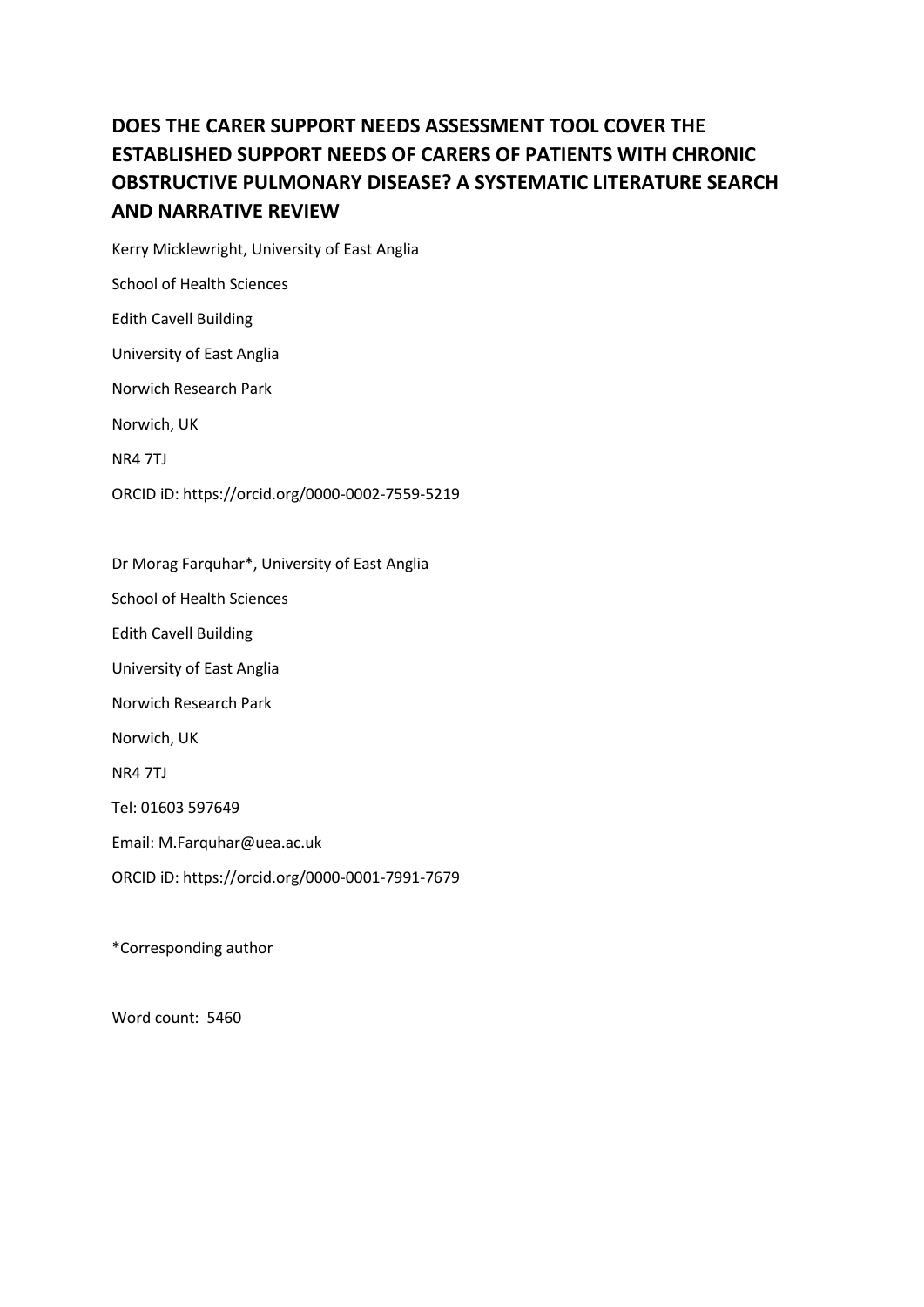# DOES THE CARER SUPPORT NEEDS ASSESSMENT TOOL COVER THE ESTABLISHED SUPPORT NEEDS OF CARERS OF PATIENTS WITH CHRONIC OBSTRUCTIVE PULMONARY DISEASE? A SYSTEMATIC LITERATURE SEARCH AND NARRATIVE REVIEW

Kerry Micklewright, University of East Anglia

School of Health Sciences

Edith Cavell Building

University of East Anglia

Norwich Research Park

Norwich, UK

NR4 7TJ

ORCID iD: https://orcid.org/0000-0002-7559-5219

Dr Morag Farquhar*, University of East Anglia

School of Health Sciences

Edith Cavell Building

University of East Anglia

Norwich Research Park

Norwich, UK

NR4 7TJ

Tel: 01603 597649

Email: M.Farquhar@uea.ac.uk

ORCID iD: https://orcid.org/0000-0001-7991-7679

*Corresponding author

Word count: 5460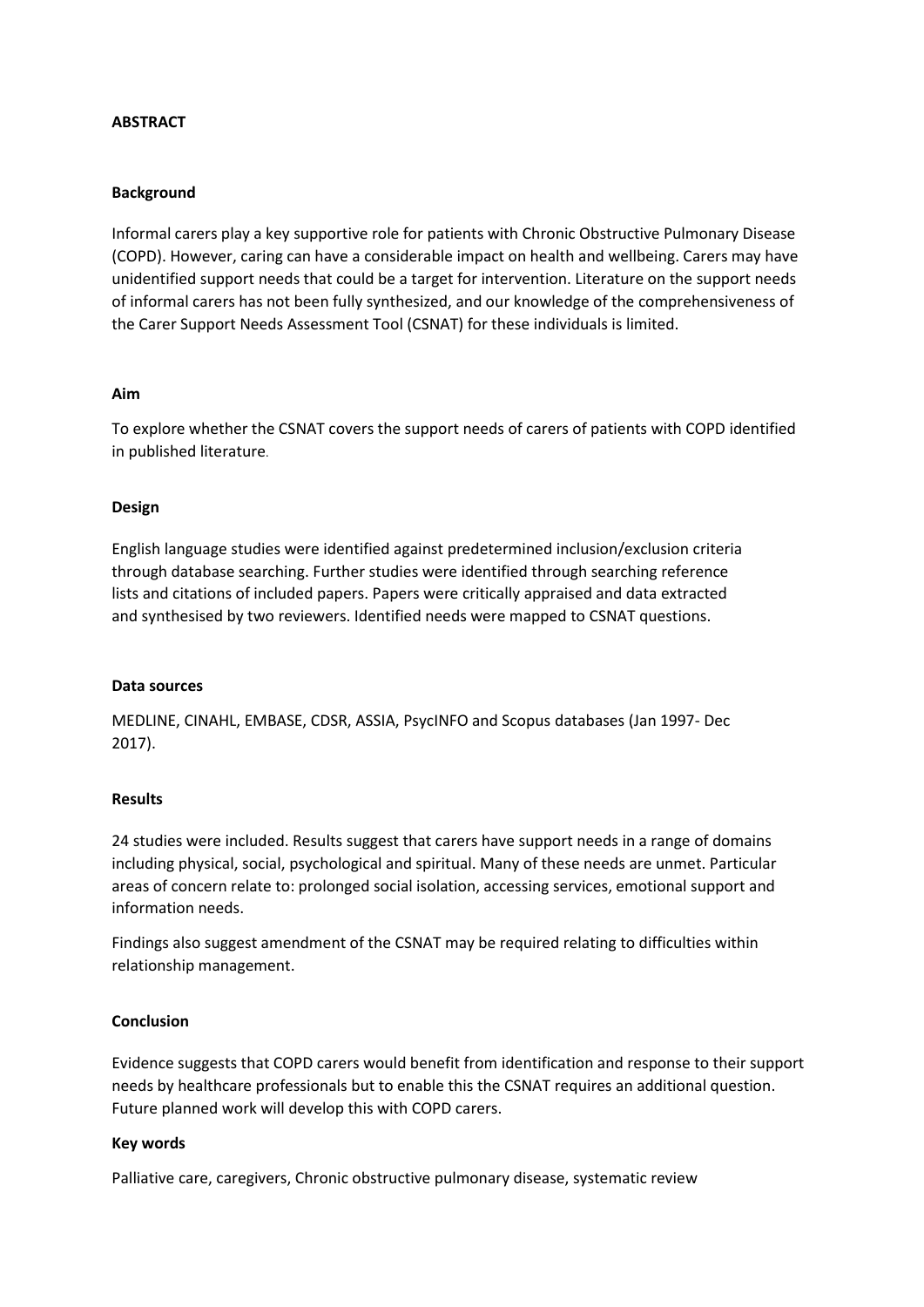## ABSTRACT

### Background

Informal carers play a key supportive role for patients with Chronic Obstructive Pulmonary Disease (COPD). However, caring can have a considerable impact on health and wellbeing. Carers may have unidentified support needs that could be a target for intervention. Literature on the support needs of informal carers has not been fully synthesized, and our knowledge of the comprehensiveness of the Carer Support Needs Assessment Tool (CSNAT) for these individuals is limited.

### Aim

To explore whether the CSNAT covers the support needs of carers of patients with COPD identified in published literature.

### Design

English language studies were identified against predetermined inclusion/exclusion criteria through database searching. Further studies were identified through searching reference lists and citations of included papers. Papers were critically appraised and data extracted and synthesised by two reviewers. Identified needs were mapped to CSNAT questions.

### Data sources

MEDLINE, CINAHL, EMBASE, CDSR, ASSIA, PsycINFO and Scopus databases (Jan 1997- Dec 2017).

### Results

24 studies were included. Results suggest that carers have support needs in a range of domains including physical, social, psychological and spiritual. Many of these needs are unmet. Particular areas of concern relate to: prolonged social isolation, accessing services, emotional support and information needs.

Findings also suggest amendment of the CSNAT may be required relating to difficulties within relationship management.

### Conclusion

Evidence suggests that COPD carers would benefit from identification and response to their support needs by healthcare professionals but to enable this the CSNAT requires an additional question. Future planned work will develop this with COPD carers.

### Key words

Palliative care, caregivers, Chronic obstructive pulmonary disease, systematic review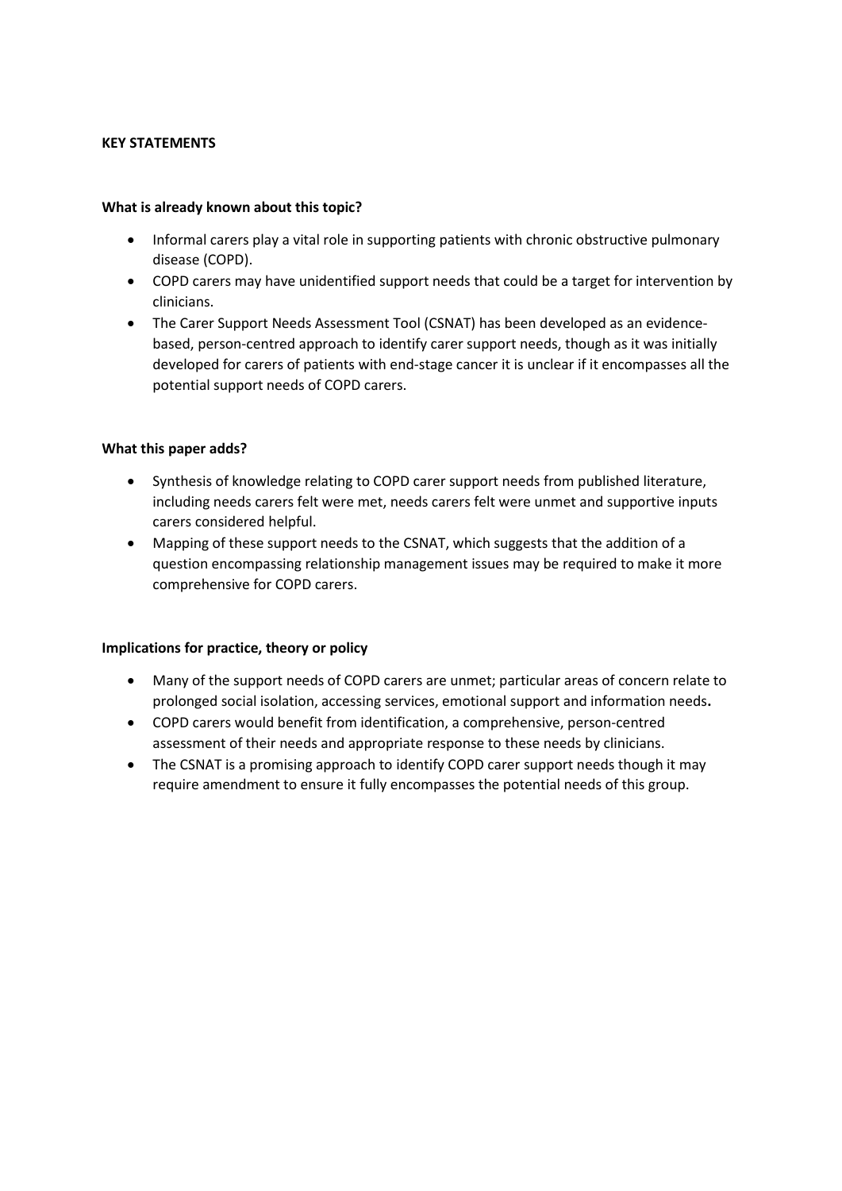**KEY STATEMENTS**

**What is already known about this topic?**

- Informal carers play a vital role in supporting patients with chronic obstructive pulmonary disease (COPD).
- COPD carers may have unidentified support needs that could be a target for intervention by clinicians.
- The Carer Support Needs Assessment Tool (CSNAT) has been developed as an evidence-based, person-centred approach to identify carer support needs, though as it was initially developed for carers of patients with end-stage cancer it is unclear if it encompasses all the potential support needs of COPD carers.

**What this paper adds?**

- Synthesis of knowledge relating to COPD carer support needs from published literature, including needs carers felt were met, needs carers felt were unmet and supportive inputs carers considered helpful.
- Mapping of these support needs to the CSNAT, which suggests that the addition of a question encompassing relationship management issues may be required to make it more comprehensive for COPD carers.

**Implications for practice, theory or policy**

- Many of the support needs of COPD carers are unmet; particular areas of concern relate to prolonged social isolation, accessing services, emotional support and information needs**.**
- COPD carers would benefit from identification, a comprehensive, person-centred assessment of their needs and appropriate response to these needs by clinicians.
- The CSNAT is a promising approach to identify COPD carer support needs though it may require amendment to ensure it fully encompasses the potential needs of this group.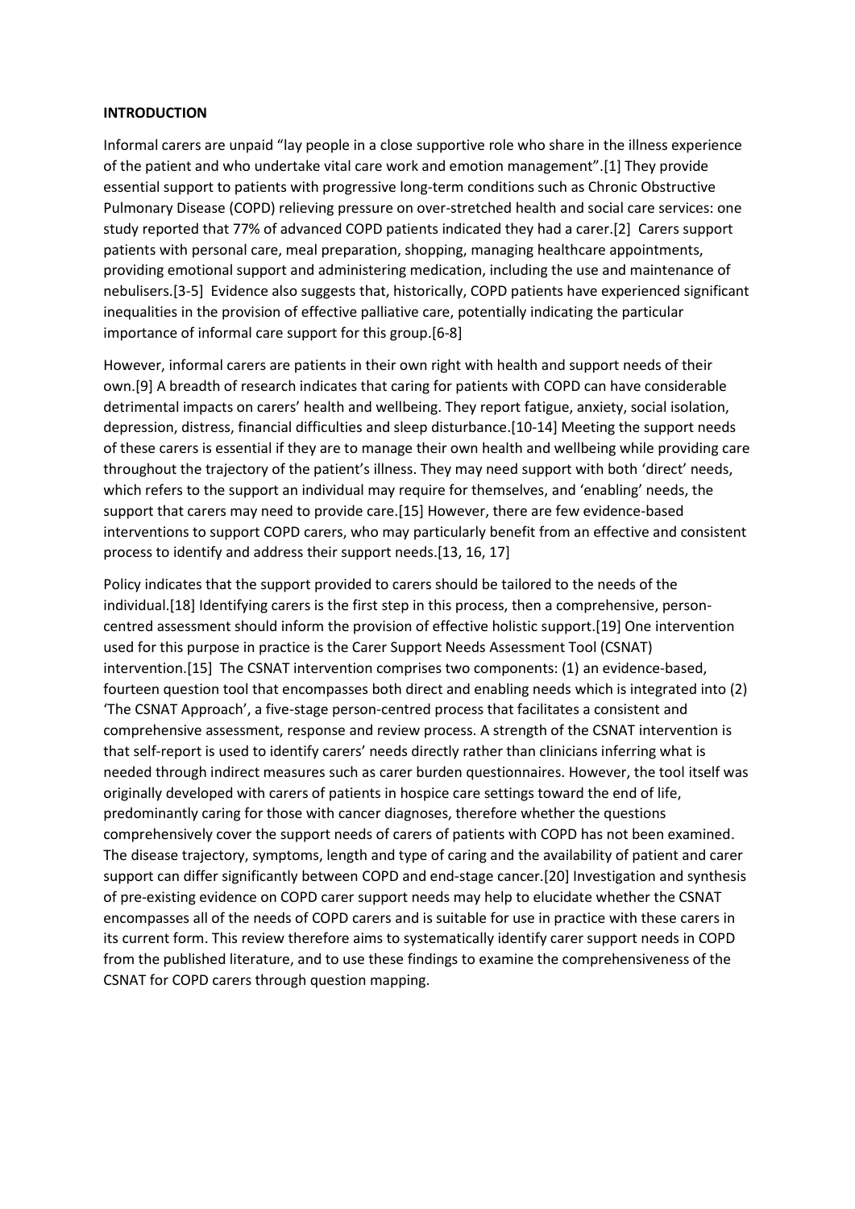**INTRODUCTION**

Informal carers are unpaid "lay people in a close supportive role who share in the illness experience of the patient and who undertake vital care work and emotion management".[1] They provide essential support to patients with progressive long-term conditions such as Chronic Obstructive Pulmonary Disease (COPD) relieving pressure on over-stretched health and social care services: one study reported that 77% of advanced COPD patients indicated they had a carer.[2] Carers support patients with personal care, meal preparation, shopping, managing healthcare appointments, providing emotional support and administering medication, including the use and maintenance of nebulisers.[3-5] Evidence also suggests that, historically, COPD patients have experienced significant inequalities in the provision of effective palliative care, potentially indicating the particular importance of informal care support for this group.[6-8]

However, informal carers are patients in their own right with health and support needs of their own.[9] A breadth of research indicates that caring for patients with COPD can have considerable detrimental impacts on carers' health and wellbeing. They report fatigue, anxiety, social isolation, depression, distress, financial difficulties and sleep disturbance.[10-14] Meeting the support needs of these carers is essential if they are to manage their own health and wellbeing while providing care throughout the trajectory of the patient's illness. They may need support with both 'direct' needs, which refers to the support an individual may require for themselves, and 'enabling' needs, the support that carers may need to provide care.[15] However, there are few evidence-based interventions to support COPD carers, who may particularly benefit from an effective and consistent process to identify and address their support needs.[13, 16, 17]

Policy indicates that the support provided to carers should be tailored to the needs of the individual.[18] Identifying carers is the first step in this process, then a comprehensive, person-centred assessment should inform the provision of effective holistic support.[19] One intervention used for this purpose in practice is the Carer Support Needs Assessment Tool (CSNAT) intervention.[15] The CSNAT intervention comprises two components: (1) an evidence-based, fourteen question tool that encompasses both direct and enabling needs which is integrated into (2) 'The CSNAT Approach', a five-stage person-centred process that facilitates a consistent and comprehensive assessment, response and review process. A strength of the CSNAT intervention is that self-report is used to identify carers' needs directly rather than clinicians inferring what is needed through indirect measures such as carer burden questionnaires. However, the tool itself was originally developed with carers of patients in hospice care settings toward the end of life, predominantly caring for those with cancer diagnoses, therefore whether the questions comprehensively cover the support needs of carers of patients with COPD has not been examined. The disease trajectory, symptoms, length and type of caring and the availability of patient and carer support can differ significantly between COPD and end-stage cancer.[20] Investigation and synthesis of pre-existing evidence on COPD carer support needs may help to elucidate whether the CSNAT encompasses all of the needs of COPD carers and is suitable for use in practice with these carers in its current form. This review therefore aims to systematically identify carer support needs in COPD from the published literature, and to use these findings to examine the comprehensiveness of the CSNAT for COPD carers through question mapping.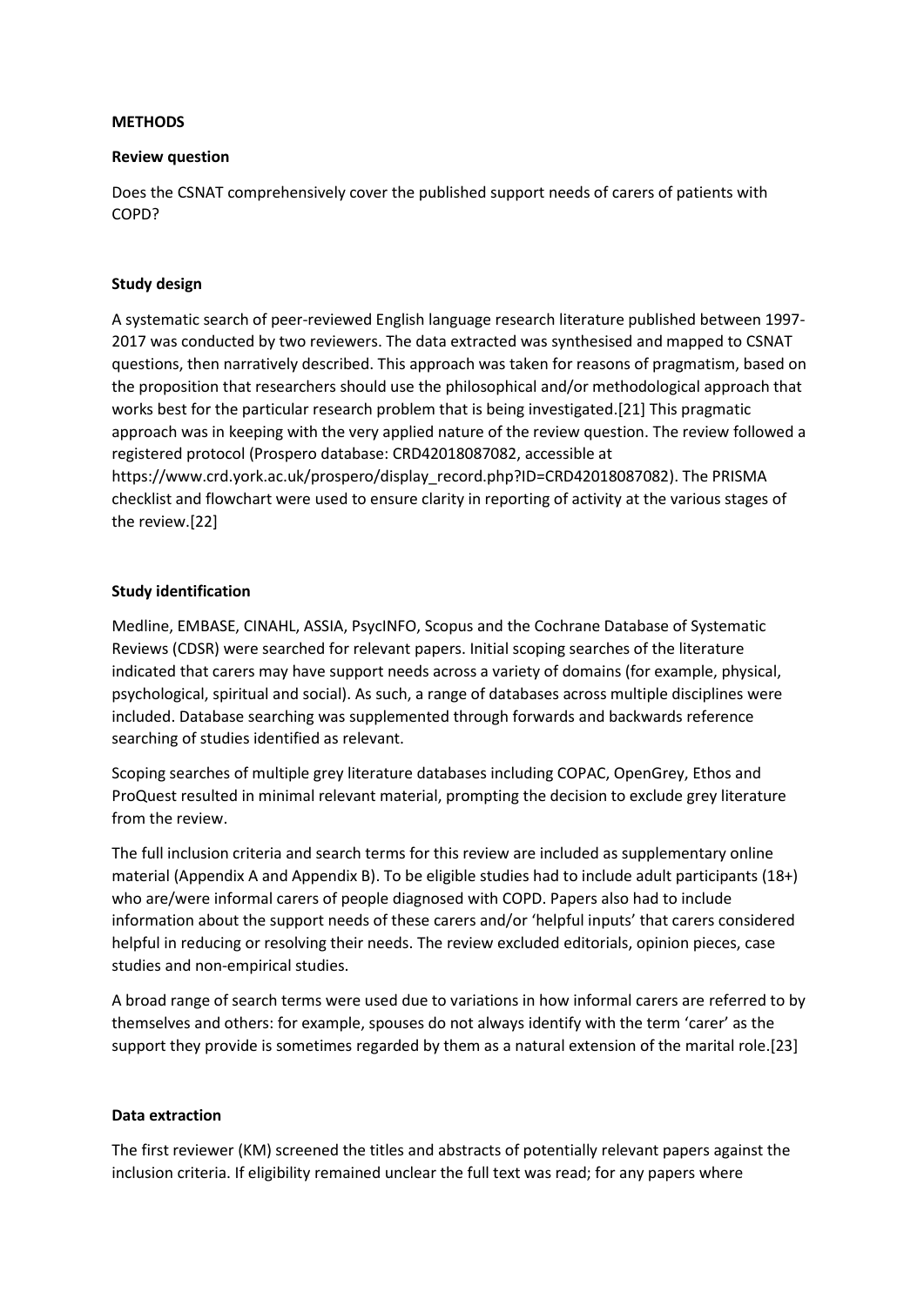## METHODS

### Review question

Does the CSNAT comprehensively cover the published support needs of carers of patients with COPD?

### Study design

A systematic search of peer-reviewed English language research literature published between 1997-2017 was conducted by two reviewers. The data extracted was synthesised and mapped to CSNAT questions, then narratively described. This approach was taken for reasons of pragmatism, based on the proposition that researchers should use the philosophical and/or methodological approach that works best for the particular research problem that is being investigated.[21] This pragmatic approach was in keeping with the very applied nature of the review question. The review followed a registered protocol (Prospero database: CRD42018087082, accessible at https://www.crd.york.ac.uk/prospero/display_record.php?ID=CRD42018087082). The PRISMA checklist and flowchart were used to ensure clarity in reporting of activity at the various stages of the review.[22]

### Study identification

Medline, EMBASE, CINAHL, ASSIA, PsycINFO, Scopus and the Cochrane Database of Systematic Reviews (CDSR) were searched for relevant papers. Initial scoping searches of the literature indicated that carers may have support needs across a variety of domains (for example, physical, psychological, spiritual and social). As such, a range of databases across multiple disciplines were included. Database searching was supplemented through forwards and backwards reference searching of studies identified as relevant.

Scoping searches of multiple grey literature databases including COPAC, OpenGrey, Ethos and ProQuest resulted in minimal relevant material, prompting the decision to exclude grey literature from the review.

The full inclusion criteria and search terms for this review are included as supplementary online material (Appendix A and Appendix B). To be eligible studies had to include adult participants (18+) who are/were informal carers of people diagnosed with COPD. Papers also had to include information about the support needs of these carers and/or 'helpful inputs' that carers considered helpful in reducing or resolving their needs. The review excluded editorials, opinion pieces, case studies and non-empirical studies.

A broad range of search terms were used due to variations in how informal carers are referred to by themselves and others: for example, spouses do not always identify with the term 'carer' as the support they provide is sometimes regarded by them as a natural extension of the marital role.[23]

### Data extraction

The first reviewer (KM) screened the titles and abstracts of potentially relevant papers against the inclusion criteria. If eligibility remained unclear the full text was read; for any papers where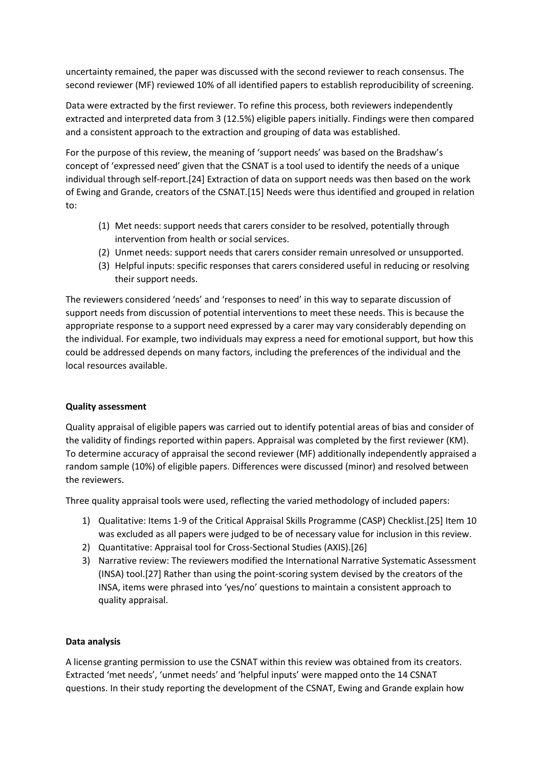uncertainty remained, the paper was discussed with the second reviewer to reach consensus. The second reviewer (MF) reviewed 10% of all identified papers to establish reproducibility of screening.

Data were extracted by the first reviewer. To refine this process, both reviewers independently extracted and interpreted data from 3 (12.5%) eligible papers initially. Findings were then compared and a consistent approach to the extraction and grouping of data was established.

For the purpose of this review, the meaning of 'support needs' was based on the Bradshaw's concept of 'expressed need' given that the CSNAT is a tool used to identify the needs of a unique individual through self-report.[24] Extraction of data on support needs was then based on the work of Ewing and Grande, creators of the CSNAT.[15] Needs were thus identified and grouped in relation to:

(1) Met needs: support needs that carers consider to be resolved, potentially through intervention from health or social services.
(2) Unmet needs: support needs that carers consider remain unresolved or unsupported.
(3) Helpful inputs: specific responses that carers considered useful in reducing or resolving their support needs.

The reviewers considered 'needs' and 'responses to need' in this way to separate discussion of support needs from discussion of potential interventions to meet these needs. This is because the appropriate response to a support need expressed by a carer may vary considerably depending on the individual. For example, two individuals may express a need for emotional support, but how this could be addressed depends on many factors, including the preferences of the individual and the local resources available.

**Quality assessment**

Quality appraisal of eligible papers was carried out to identify potential areas of bias and consider of the validity of findings reported within papers. Appraisal was completed by the first reviewer (KM). To determine accuracy of appraisal the second reviewer (MF) additionally independently appraised a random sample (10%) of eligible papers. Differences were discussed (minor) and resolved between the reviewers.

Three quality appraisal tools were used, reflecting the varied methodology of included papers:

1) Qualitative: Items 1-9 of the Critical Appraisal Skills Programme (CASP) Checklist.[25] Item 10 was excluded as all papers were judged to be of necessary value for inclusion in this review.
2) Quantitative: Appraisal tool for Cross-Sectional Studies (AXIS).[26]
3) Narrative review: The reviewers modified the International Narrative Systematic Assessment (INSA) tool.[27] Rather than using the point-scoring system devised by the creators of the INSA, items were phrased into 'yes/no' questions to maintain a consistent approach to quality appraisal.

**Data analysis**

A license granting permission to use the CSNAT within this review was obtained from its creators. Extracted 'met needs', 'unmet needs' and 'helpful inputs' were mapped onto the 14 CSNAT questions. In their study reporting the development of the CSNAT, Ewing and Grande explain how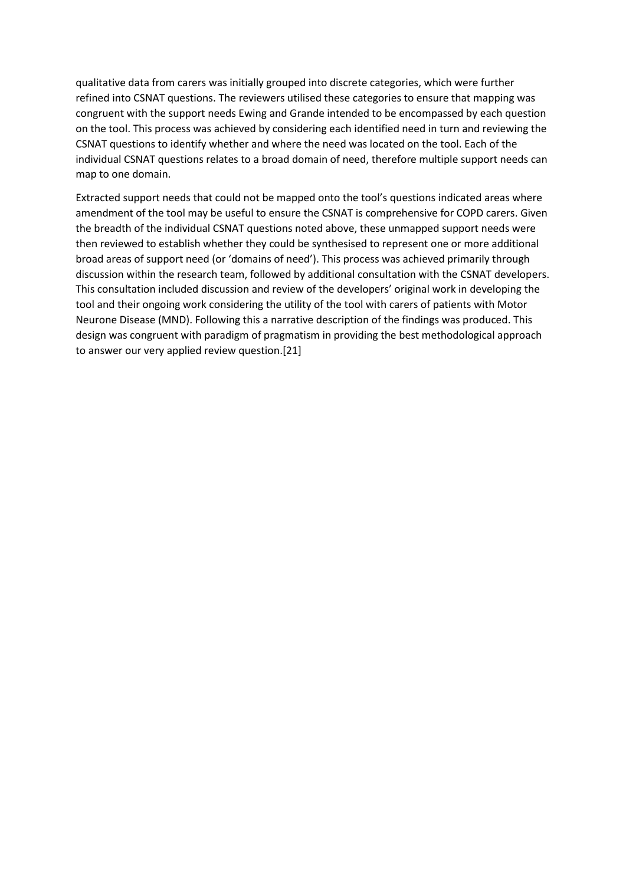qualitative data from carers was initially grouped into discrete categories, which were further refined into CSNAT questions. The reviewers utilised these categories to ensure that mapping was congruent with the support needs Ewing and Grande intended to be encompassed by each question on the tool. This process was achieved by considering each identified need in turn and reviewing the CSNAT questions to identify whether and where the need was located on the tool. Each of the individual CSNAT questions relates to a broad domain of need, therefore multiple support needs can map to one domain.

Extracted support needs that could not be mapped onto the tool's questions indicated areas where amendment of the tool may be useful to ensure the CSNAT is comprehensive for COPD carers. Given the breadth of the individual CSNAT questions noted above, these unmapped support needs were then reviewed to establish whether they could be synthesised to represent one or more additional broad areas of support need (or 'domains of need'). This process was achieved primarily through discussion within the research team, followed by additional consultation with the CSNAT developers. This consultation included discussion and review of the developers' original work in developing the tool and their ongoing work considering the utility of the tool with carers of patients with Motor Neurone Disease (MND). Following this a narrative description of the findings was produced. This design was congruent with paradigm of pragmatism in providing the best methodological approach to answer our very applied review question.[21]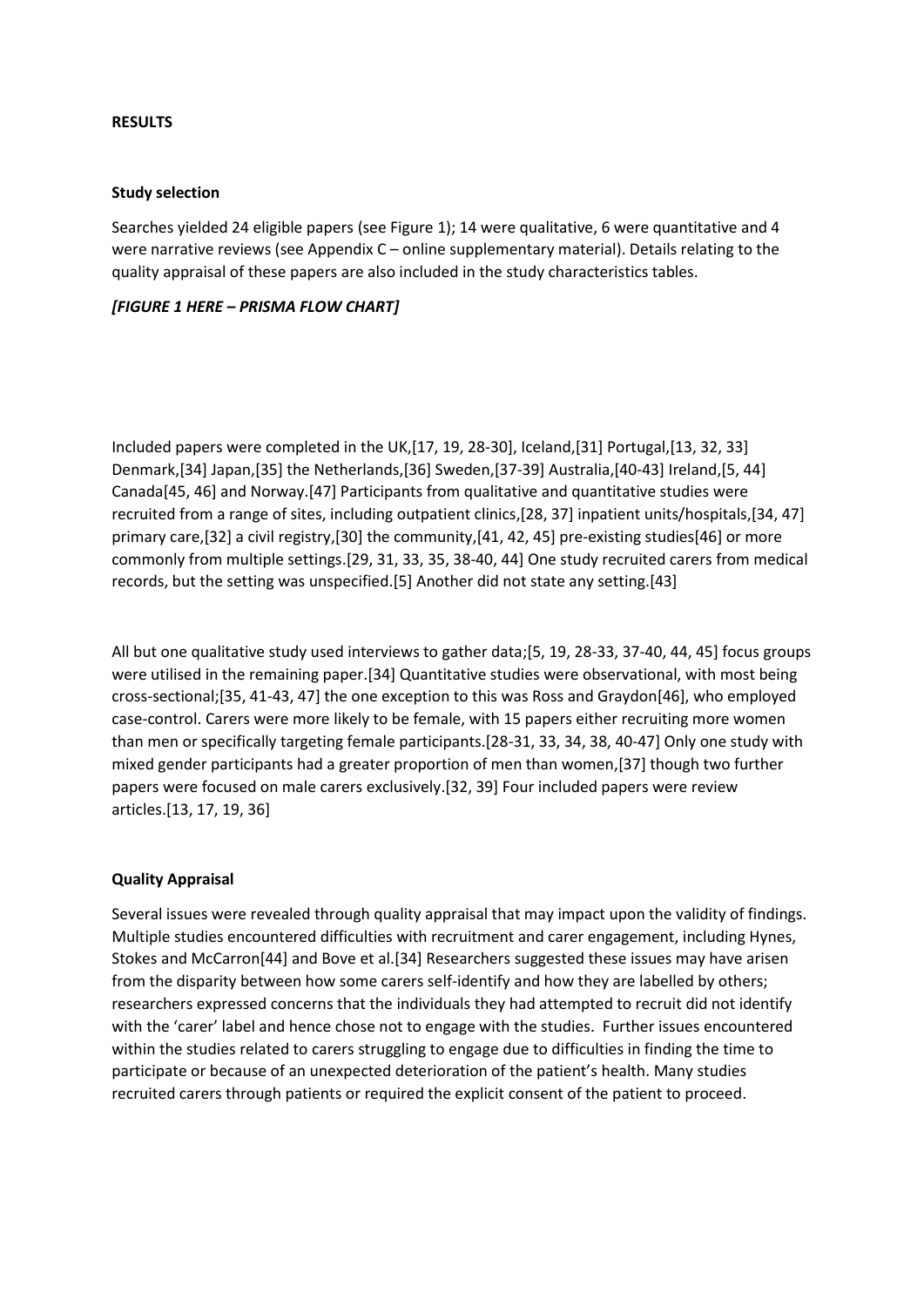**RESULTS**

**Study selection**

Searches yielded 24 eligible papers (see Figure 1); 14 were qualitative, 6 were quantitative and 4 were narrative reviews (see Appendix C – online supplementary material). Details relating to the quality appraisal of these papers are also included in the study characteristics tables.

***[FIGURE 1 HERE – PRISMA FLOW CHART]***

Included papers were completed in the UK,[17, 19, 28-30], Iceland,[31] Portugal,[13, 32, 33] Denmark,[34] Japan,[35] the Netherlands,[36] Sweden,[37-39] Australia,[40-43] Ireland,[5, 44] Canada[45, 46] and Norway.[47] Participants from qualitative and quantitative studies were recruited from a range of sites, including outpatient clinics,[28, 37] inpatient units/hospitals,[34, 47] primary care,[32] a civil registry,[30] the community,[41, 42, 45] pre-existing studies[46] or more commonly from multiple settings.[29, 31, 33, 35, 38-40, 44] One study recruited carers from medical records, but the setting was unspecified.[5] Another did not state any setting.[43]

All but one qualitative study used interviews to gather data;[5, 19, 28-33, 37-40, 44, 45] focus groups were utilised in the remaining paper.[34] Quantitative studies were observational, with most being cross-sectional;[35, 41-43, 47] the one exception to this was Ross and Graydon[46], who employed case-control. Carers were more likely to be female, with 15 papers either recruiting more women than men or specifically targeting female participants.[28-31, 33, 34, 38, 40-47] Only one study with mixed gender participants had a greater proportion of men than women,[37] though two further papers were focused on male carers exclusively.[32, 39] Four included papers were review articles.[13, 17, 19, 36]

**Quality Appraisal**

Several issues were revealed through quality appraisal that may impact upon the validity of findings. Multiple studies encountered difficulties with recruitment and carer engagement, including Hynes, Stokes and McCarron[44] and Bove et al.[34] Researchers suggested these issues may have arisen from the disparity between how some carers self-identify and how they are labelled by others; researchers expressed concerns that the individuals they had attempted to recruit did not identify with the 'carer' label and hence chose not to engage with the studies. Further issues encountered within the studies related to carers struggling to engage due to difficulties in finding the time to participate or because of an unexpected deterioration of the patient's health. Many studies recruited carers through patients or required the explicit consent of the patient to proceed.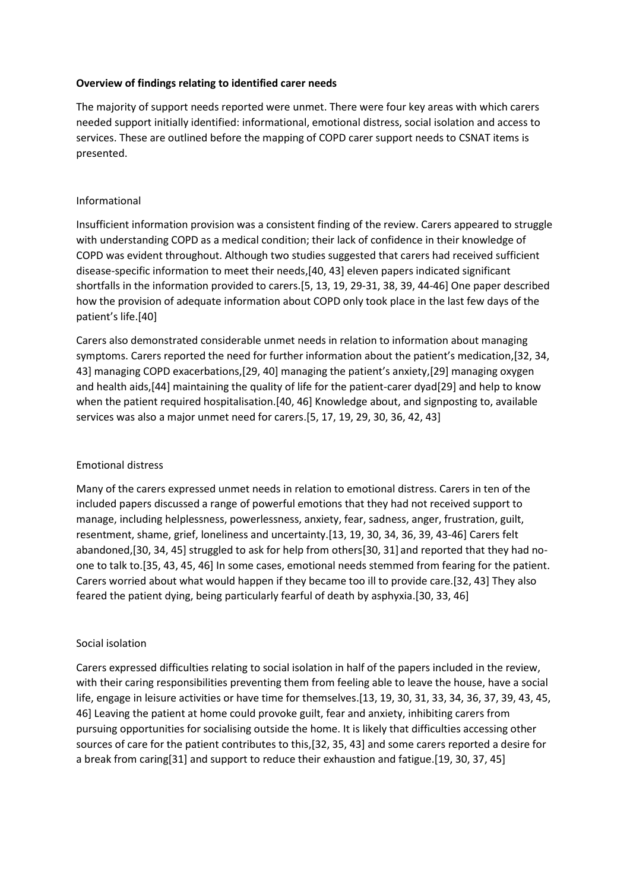**Overview of findings relating to identified carer needs**

The majority of support needs reported were unmet. There were four key areas with which carers needed support initially identified: informational, emotional distress, social isolation and access to services. These are outlined before the mapping of COPD carer support needs to CSNAT items is presented.

### Informational

Insufficient information provision was a consistent finding of the review. Carers appeared to struggle with understanding COPD as a medical condition; their lack of confidence in their knowledge of COPD was evident throughout. Although two studies suggested that carers had received sufficient disease-specific information to meet their needs,[40, 43] eleven papers indicated significant shortfalls in the information provided to carers.[5, 13, 19, 29-31, 38, 39, 44-46] One paper described how the provision of adequate information about COPD only took place in the last few days of the patient's life.[40]

Carers also demonstrated considerable unmet needs in relation to information about managing symptoms. Carers reported the need for further information about the patient's medication,[32, 34, 43] managing COPD exacerbations,[29, 40] managing the patient's anxiety,[29] managing oxygen and health aids,[44] maintaining the quality of life for the patient-carer dyad[29] and help to know when the patient required hospitalisation.[40, 46] Knowledge about, and signposting to, available services was also a major unmet need for carers.[5, 17, 19, 29, 30, 36, 42, 43]

### Emotional distress

Many of the carers expressed unmet needs in relation to emotional distress. Carers in ten of the included papers discussed a range of powerful emotions that they had not received support to manage, including helplessness, powerlessness, anxiety, fear, sadness, anger, frustration, guilt, resentment, shame, grief, loneliness and uncertainty.[13, 19, 30, 34, 36, 39, 43-46] Carers felt abandoned,[30, 34, 45] struggled to ask for help from others[30, 31] and reported that they had no-one to talk to.[35, 43, 45, 46] In some cases, emotional needs stemmed from fearing for the patient. Carers worried about what would happen if they became too ill to provide care.[32, 43] They also feared the patient dying, being particularly fearful of death by asphyxia.[30, 33, 46]

### Social isolation

Carers expressed difficulties relating to social isolation in half of the papers included in the review, with their caring responsibilities preventing them from feeling able to leave the house, have a social life, engage in leisure activities or have time for themselves.[13, 19, 30, 31, 33, 34, 36, 37, 39, 43, 45, 46] Leaving the patient at home could provoke guilt, fear and anxiety, inhibiting carers from pursuing opportunities for socialising outside the home. It is likely that difficulties accessing other sources of care for the patient contributes to this,[32, 35, 43] and some carers reported a desire for a break from caring[31] and support to reduce their exhaustion and fatigue.[19, 30, 37, 45]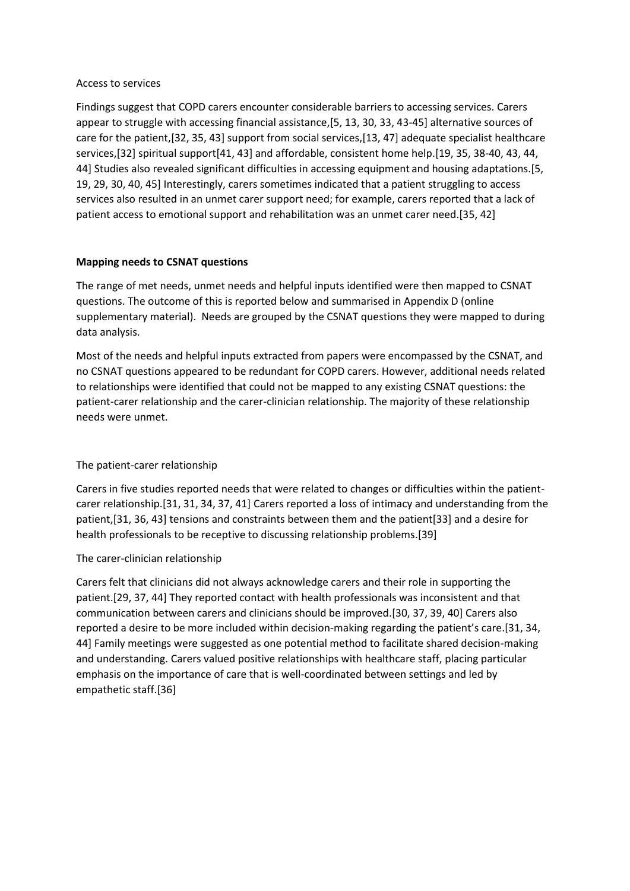### Access to services

Findings suggest that COPD carers encounter considerable barriers to accessing services. Carers appear to struggle with accessing financial assistance,[5, 13, 30, 33, 43-45] alternative sources of care for the patient,[32, 35, 43] support from social services,[13, 47] adequate specialist healthcare services,[32] spiritual support[41, 43] and affordable, consistent home help.[19, 35, 38-40, 43, 44, 44] Studies also revealed significant difficulties in accessing equipment and housing adaptations.[5, 19, 29, 30, 40, 45] Interestingly, carers sometimes indicated that a patient struggling to access services also resulted in an unmet carer support need; for example, carers reported that a lack of patient access to emotional support and rehabilitation was an unmet carer need.[35, 42]

## Mapping needs to CSNAT questions

The range of met needs, unmet needs and helpful inputs identified were then mapped to CSNAT questions. The outcome of this is reported below and summarised in Appendix D (online supplementary material). Needs are grouped by the CSNAT questions they were mapped to during data analysis.

Most of the needs and helpful inputs extracted from papers were encompassed by the CSNAT, and no CSNAT questions appeared to be redundant for COPD carers. However, additional needs related to relationships were identified that could not be mapped to any existing CSNAT questions: the patient-carer relationship and the carer-clinician relationship. The majority of these relationship needs were unmet.

### The patient-carer relationship

Carers in five studies reported needs that were related to changes or difficulties within the patient-carer relationship.[31, 31, 34, 37, 41] Carers reported a loss of intimacy and understanding from the patient,[31, 36, 43] tensions and constraints between them and the patient[33] and a desire for health professionals to be receptive to discussing relationship problems.[39]

### The carer-clinician relationship

Carers felt that clinicians did not always acknowledge carers and their role in supporting the patient.[29, 37, 44] They reported contact with health professionals was inconsistent and that communication between carers and clinicians should be improved.[30, 37, 39, 40] Carers also reported a desire to be more included within decision-making regarding the patient's care.[31, 34, 44] Family meetings were suggested as one potential method to facilitate shared decision-making and understanding. Carers valued positive relationships with healthcare staff, placing particular emphasis on the importance of care that is well-coordinated between settings and led by empathetic staff.[36]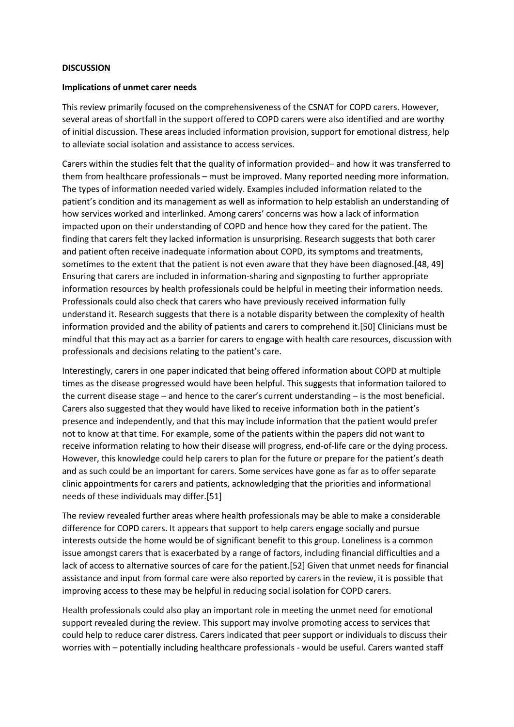**DISCUSSION**

**Implications of unmet carer needs**

This review primarily focused on the comprehensiveness of the CSNAT for COPD carers. However, several areas of shortfall in the support offered to COPD carers were also identified and are worthy of initial discussion. These areas included information provision, support for emotional distress, help to alleviate social isolation and assistance to access services.

Carers within the studies felt that the quality of information provided– and how it was transferred to them from healthcare professionals – must be improved. Many reported needing more information. The types of information needed varied widely. Examples included information related to the patient's condition and its management as well as information to help establish an understanding of how services worked and interlinked. Among carers' concerns was how a lack of information impacted upon on their understanding of COPD and hence how they cared for the patient. The finding that carers felt they lacked information is unsurprising. Research suggests that both carer and patient often receive inadequate information about COPD, its symptoms and treatments, sometimes to the extent that the patient is not even aware that they have been diagnosed.[48, 49] Ensuring that carers are included in information-sharing and signposting to further appropriate information resources by health professionals could be helpful in meeting their information needs. Professionals could also check that carers who have previously received information fully understand it. Research suggests that there is a notable disparity between the complexity of health information provided and the ability of patients and carers to comprehend it.[50] Clinicians must be mindful that this may act as a barrier for carers to engage with health care resources, discussion with professionals and decisions relating to the patient's care.

Interestingly, carers in one paper indicated that being offered information about COPD at multiple times as the disease progressed would have been helpful. This suggests that information tailored to the current disease stage – and hence to the carer's current understanding – is the most beneficial. Carers also suggested that they would have liked to receive information both in the patient's presence and independently, and that this may include information that the patient would prefer not to know at that time. For example, some of the patients within the papers did not want to receive information relating to how their disease will progress, end-of-life care or the dying process. However, this knowledge could help carers to plan for the future or prepare for the patient's death and as such could be an important for carers. Some services have gone as far as to offer separate clinic appointments for carers and patients, acknowledging that the priorities and informational needs of these individuals may differ.[51]

The review revealed further areas where health professionals may be able to make a considerable difference for COPD carers. It appears that support to help carers engage socially and pursue interests outside the home would be of significant benefit to this group. Loneliness is a common issue amongst carers that is exacerbated by a range of factors, including financial difficulties and a lack of access to alternative sources of care for the patient.[52] Given that unmet needs for financial assistance and input from formal care were also reported by carers in the review, it is possible that improving access to these may be helpful in reducing social isolation for COPD carers.

Health professionals could also play an important role in meeting the unmet need for emotional support revealed during the review. This support may involve promoting access to services that could help to reduce carer distress. Carers indicated that peer support or individuals to discuss their worries with – potentially including healthcare professionals - would be useful. Carers wanted staff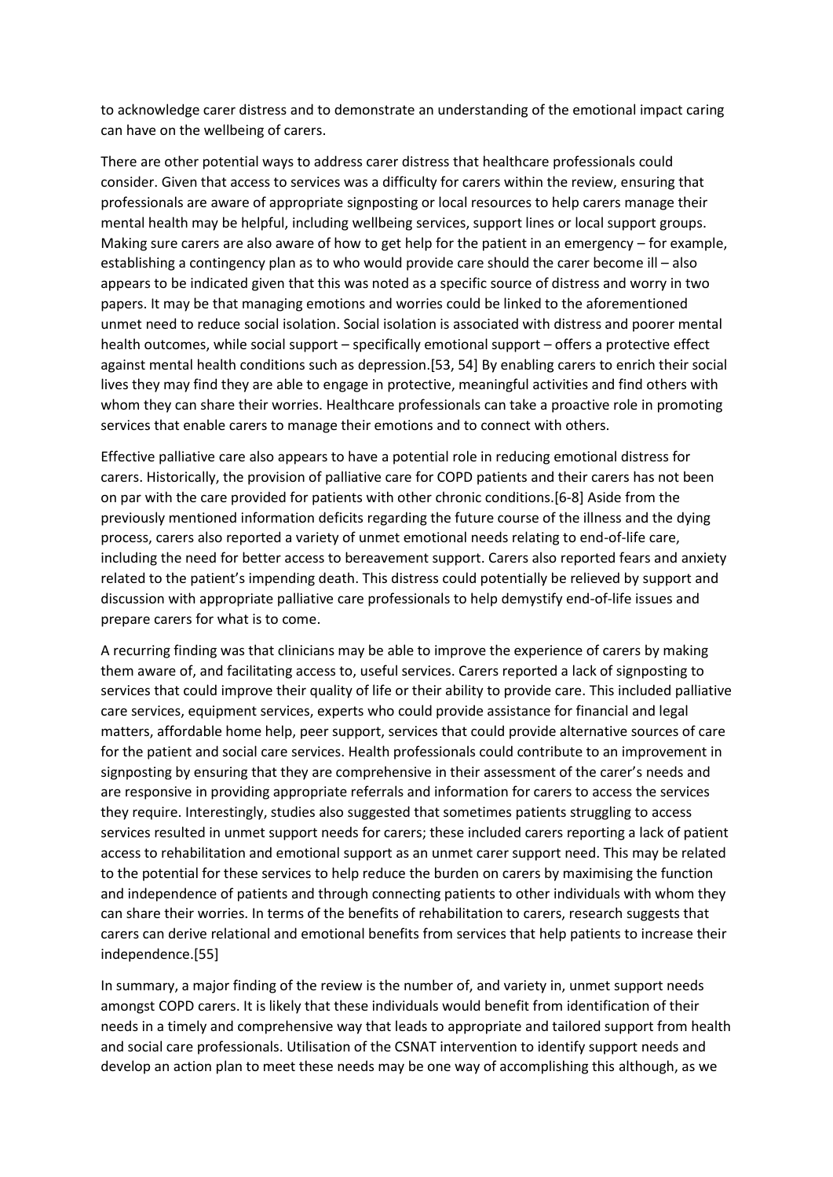to acknowledge carer distress and to demonstrate an understanding of the emotional impact caring can have on the wellbeing of carers.

There are other potential ways to address carer distress that healthcare professionals could consider. Given that access to services was a difficulty for carers within the review, ensuring that professionals are aware of appropriate signposting or local resources to help carers manage their mental health may be helpful, including wellbeing services, support lines or local support groups. Making sure carers are also aware of how to get help for the patient in an emergency – for example, establishing a contingency plan as to who would provide care should the carer become ill – also appears to be indicated given that this was noted as a specific source of distress and worry in two papers. It may be that managing emotions and worries could be linked to the aforementioned unmet need to reduce social isolation. Social isolation is associated with distress and poorer mental health outcomes, while social support – specifically emotional support – offers a protective effect against mental health conditions such as depression.[53, 54] By enabling carers to enrich their social lives they may find they are able to engage in protective, meaningful activities and find others with whom they can share their worries. Healthcare professionals can take a proactive role in promoting services that enable carers to manage their emotions and to connect with others.

Effective palliative care also appears to have a potential role in reducing emotional distress for carers. Historically, the provision of palliative care for COPD patients and their carers has not been on par with the care provided for patients with other chronic conditions.[6-8] Aside from the previously mentioned information deficits regarding the future course of the illness and the dying process, carers also reported a variety of unmet emotional needs relating to end-of-life care, including the need for better access to bereavement support. Carers also reported fears and anxiety related to the patient's impending death. This distress could potentially be relieved by support and discussion with appropriate palliative care professionals to help demystify end-of-life issues and prepare carers for what is to come.

A recurring finding was that clinicians may be able to improve the experience of carers by making them aware of, and facilitating access to, useful services. Carers reported a lack of signposting to services that could improve their quality of life or their ability to provide care. This included palliative care services, equipment services, experts who could provide assistance for financial and legal matters, affordable home help, peer support, services that could provide alternative sources of care for the patient and social care services. Health professionals could contribute to an improvement in signposting by ensuring that they are comprehensive in their assessment of the carer's needs and are responsive in providing appropriate referrals and information for carers to access the services they require. Interestingly, studies also suggested that sometimes patients struggling to access services resulted in unmet support needs for carers; these included carers reporting a lack of patient access to rehabilitation and emotional support as an unmet carer support need. This may be related to the potential for these services to help reduce the burden on carers by maximising the function and independence of patients and through connecting patients to other individuals with whom they can share their worries. In terms of the benefits of rehabilitation to carers, research suggests that carers can derive relational and emotional benefits from services that help patients to increase their independence.[55]

In summary, a major finding of the review is the number of, and variety in, unmet support needs amongst COPD carers. It is likely that these individuals would benefit from identification of their needs in a timely and comprehensive way that leads to appropriate and tailored support from health and social care professionals. Utilisation of the CSNAT intervention to identify support needs and develop an action plan to meet these needs may be one way of accomplishing this although, as we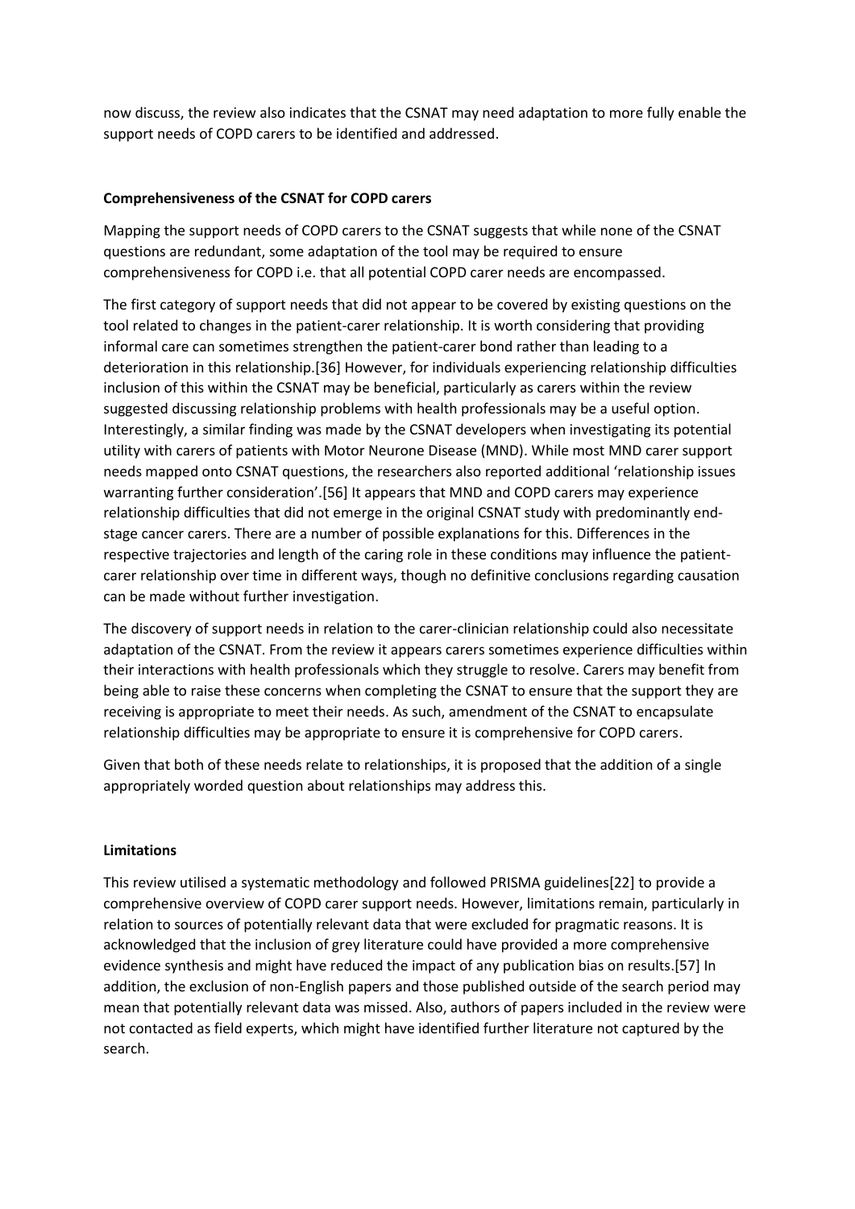now discuss, the review also indicates that the CSNAT may need adaptation to more fully enable the support needs of COPD carers to be identified and addressed.

**Comprehensiveness of the CSNAT for COPD carers**

Mapping the support needs of COPD carers to the CSNAT suggests that while none of the CSNAT questions are redundant, some adaptation of the tool may be required to ensure comprehensiveness for COPD i.e. that all potential COPD carer needs are encompassed.

The first category of support needs that did not appear to be covered by existing questions on the tool related to changes in the patient-carer relationship. It is worth considering that providing informal care can sometimes strengthen the patient-carer bond rather than leading to a deterioration in this relationship.[36] However, for individuals experiencing relationship difficulties inclusion of this within the CSNAT may be beneficial, particularly as carers within the review suggested discussing relationship problems with health professionals may be a useful option. Interestingly, a similar finding was made by the CSNAT developers when investigating its potential utility with carers of patients with Motor Neurone Disease (MND). While most MND carer support needs mapped onto CSNAT questions, the researchers also reported additional 'relationship issues warranting further consideration'.[56] It appears that MND and COPD carers may experience relationship difficulties that did not emerge in the original CSNAT study with predominantly end-stage cancer carers. There are a number of possible explanations for this. Differences in the respective trajectories and length of the caring role in these conditions may influence the patient-carer relationship over time in different ways, though no definitive conclusions regarding causation can be made without further investigation.

The discovery of support needs in relation to the carer-clinician relationship could also necessitate adaptation of the CSNAT. From the review it appears carers sometimes experience difficulties within their interactions with health professionals which they struggle to resolve. Carers may benefit from being able to raise these concerns when completing the CSNAT to ensure that the support they are receiving is appropriate to meet their needs. As such, amendment of the CSNAT to encapsulate relationship difficulties may be appropriate to ensure it is comprehensive for COPD carers.

Given that both of these needs relate to relationships, it is proposed that the addition of a single appropriately worded question about relationships may address this.

**Limitations**

This review utilised a systematic methodology and followed PRISMA guidelines[22] to provide a comprehensive overview of COPD carer support needs. However, limitations remain, particularly in relation to sources of potentially relevant data that were excluded for pragmatic reasons. It is acknowledged that the inclusion of grey literature could have provided a more comprehensive evidence synthesis and might have reduced the impact of any publication bias on results.[57] In addition, the exclusion of non-English papers and those published outside of the search period may mean that potentially relevant data was missed. Also, authors of papers included in the review were not contacted as field experts, which might have identified further literature not captured by the search.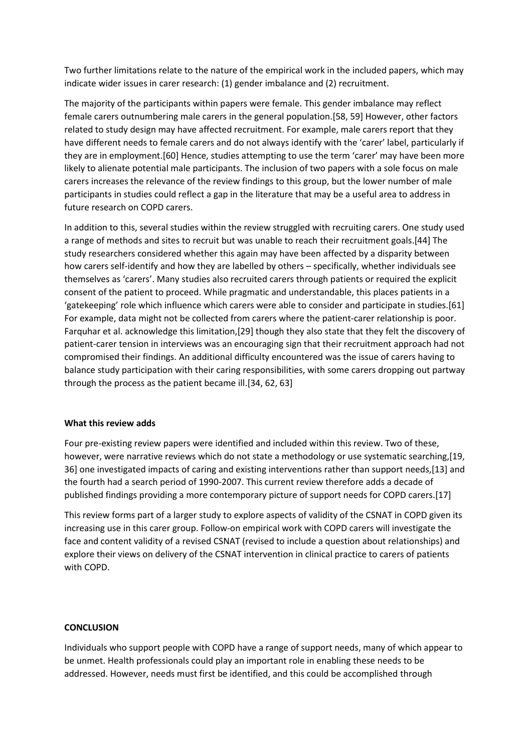Two further limitations relate to the nature of the empirical work in the included papers, which may indicate wider issues in carer research: (1) gender imbalance and (2) recruitment.

The majority of the participants within papers were female. This gender imbalance may reflect female carers outnumbering male carers in the general population.[58, 59] However, other factors related to study design may have affected recruitment. For example, male carers report that they have different needs to female carers and do not always identify with the 'carer' label, particularly if they are in employment.[60] Hence, studies attempting to use the term 'carer' may have been more likely to alienate potential male participants. The inclusion of two papers with a sole focus on male carers increases the relevance of the review findings to this group, but the lower number of male participants in studies could reflect a gap in the literature that may be a useful area to address in future research on COPD carers.

In addition to this, several studies within the review struggled with recruiting carers. One study used a range of methods and sites to recruit but was unable to reach their recruitment goals.[44] The study researchers considered whether this again may have been affected by a disparity between how carers self-identify and how they are labelled by others – specifically, whether individuals see themselves as 'carers'. Many studies also recruited carers through patients or required the explicit consent of the patient to proceed. While pragmatic and understandable, this places patients in a 'gatekeeping' role which influence which carers were able to consider and participate in studies.[61] For example, data might not be collected from carers where the patient-carer relationship is poor. Farquhar et al. acknowledge this limitation,[29] though they also state that they felt the discovery of patient-carer tension in interviews was an encouraging sign that their recruitment approach had not compromised their findings. An additional difficulty encountered was the issue of carers having to balance study participation with their caring responsibilities, with some carers dropping out partway through the process as the patient became ill.[34, 62, 63]

**What this review adds**

Four pre-existing review papers were identified and included within this review. Two of these, however, were narrative reviews which do not state a methodology or use systematic searching,[19, 36] one investigated impacts of caring and existing interventions rather than support needs,[13] and the fourth had a search period of 1990-2007. This current review therefore adds a decade of published findings providing a more contemporary picture of support needs for COPD carers.[17]

This review forms part of a larger study to explore aspects of validity of the CSNAT in COPD given its increasing use in this carer group. Follow-on empirical work with COPD carers will investigate the face and content validity of a revised CSNAT (revised to include a question about relationships) and explore their views on delivery of the CSNAT intervention in clinical practice to carers of patients with COPD.

**CONCLUSION**

Individuals who support people with COPD have a range of support needs, many of which appear to be unmet. Health professionals could play an important role in enabling these needs to be addressed. However, needs must first be identified, and this could be accomplished through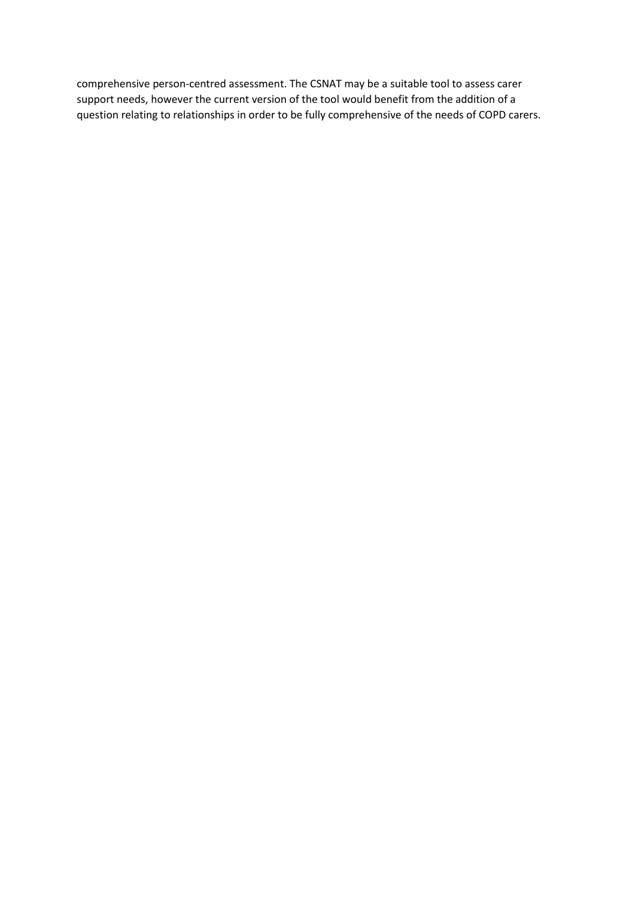comprehensive person-centred assessment. The CSNAT may be a suitable tool to assess carer support needs, however the current version of the tool would benefit from the addition of a question relating to relationships in order to be fully comprehensive of the needs of COPD carers.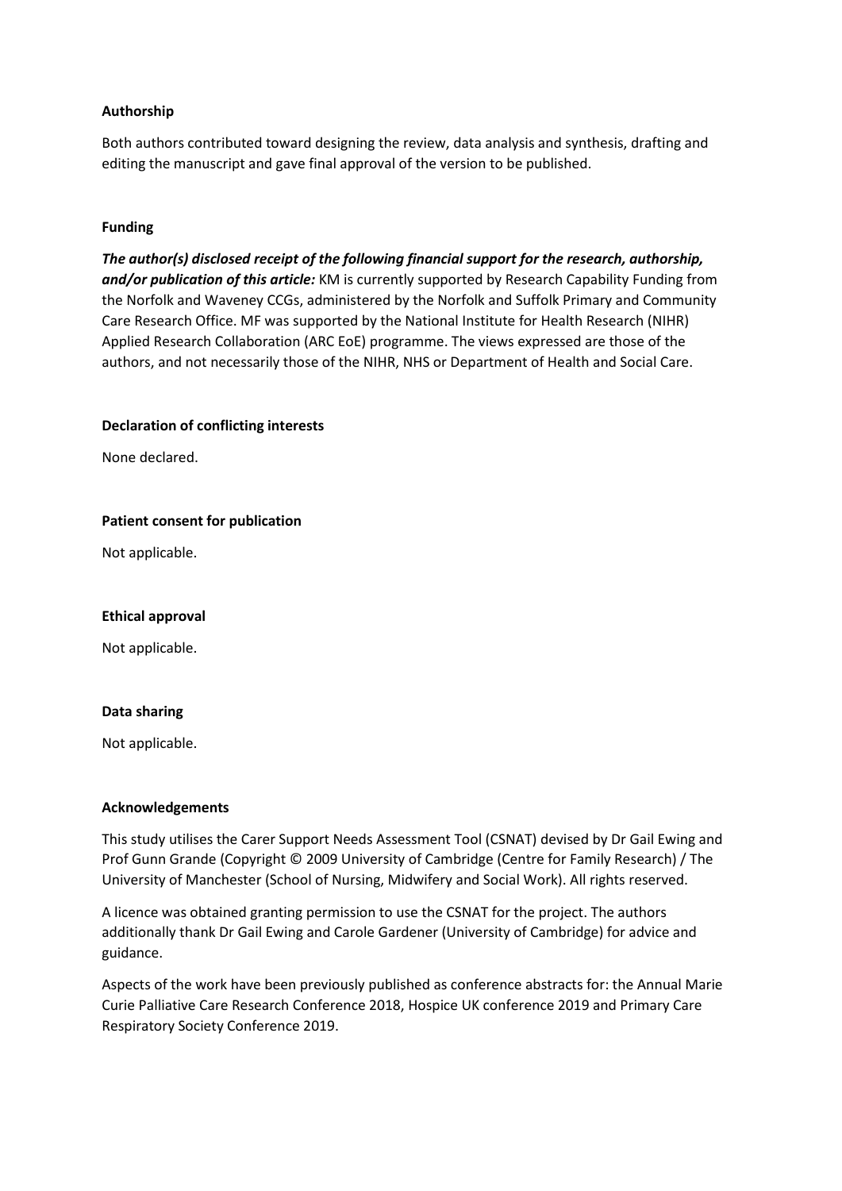**Authorship**

Both authors contributed toward designing the review, data analysis and synthesis, drafting and editing the manuscript and gave final approval of the version to be published.

**Funding**

***The author(s) disclosed receipt of the following financial support for the research, authorship, and/or publication of this article:*** KM is currently supported by Research Capability Funding from the Norfolk and Waveney CCGs, administered by the Norfolk and Suffolk Primary and Community Care Research Office. MF was supported by the National Institute for Health Research (NIHR) Applied Research Collaboration (ARC EoE) programme. The views expressed are those of the authors, and not necessarily those of the NIHR, NHS or Department of Health and Social Care.

**Declaration of conflicting interests**

None declared.

**Patient consent for publication**

Not applicable.

**Ethical approval**

Not applicable.

**Data sharing**

Not applicable.

**Acknowledgements**

This study utilises the Carer Support Needs Assessment Tool (CSNAT) devised by Dr Gail Ewing and Prof Gunn Grande (Copyright © 2009 University of Cambridge (Centre for Family Research) / The University of Manchester (School of Nursing, Midwifery and Social Work). All rights reserved.

A licence was obtained granting permission to use the CSNAT for the project. The authors additionally thank Dr Gail Ewing and Carole Gardener (University of Cambridge) for advice and guidance.

Aspects of the work have been previously published as conference abstracts for: the Annual Marie Curie Palliative Care Research Conference 2018, Hospice UK conference 2019 and Primary Care Respiratory Society Conference 2019.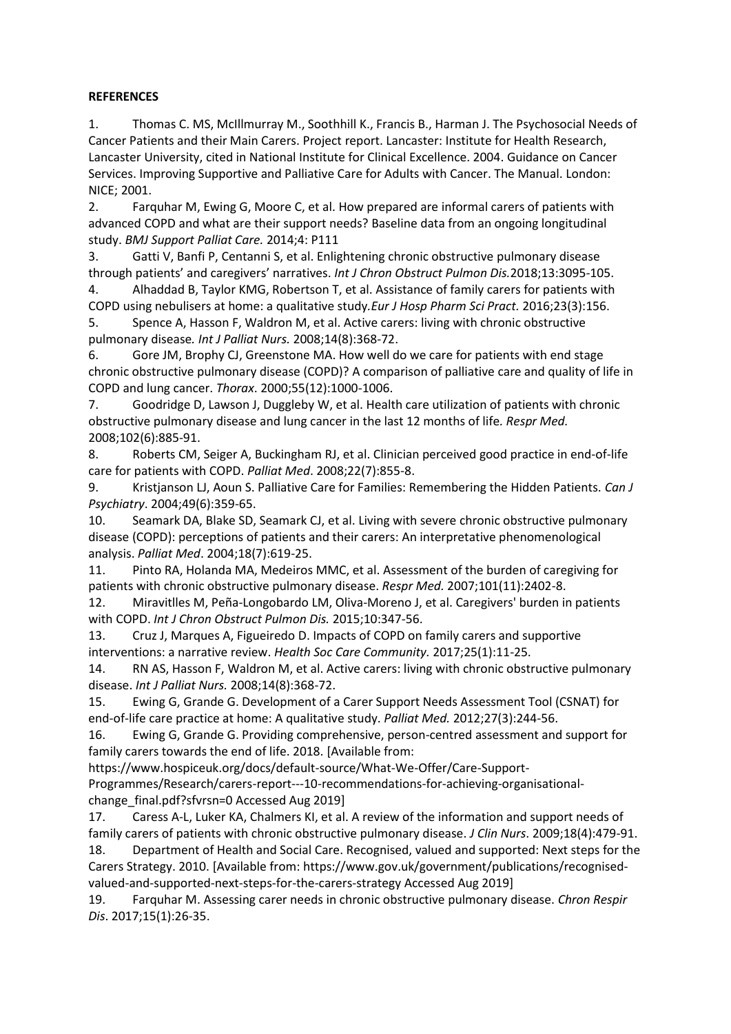**REFERENCES**

1. Thomas C. MS, McIllmurray M., Soothhill K., Francis B., Harman J. The Psychosocial Needs of Cancer Patients and their Main Carers. Project report. Lancaster: Institute for Health Research, Lancaster University, cited in National Institute for Clinical Excellence. 2004. Guidance on Cancer Services. Improving Supportive and Palliative Care for Adults with Cancer. The Manual. London: NICE; 2001.
2. Farquhar M, Ewing G, Moore C, et al. How prepared are informal carers of patients with advanced COPD and what are their support needs? Baseline data from an ongoing longitudinal study. *BMJ Support Palliat Care.* 2014;4: P111
3. Gatti V, Banfi P, Centanni S, et al. Enlightening chronic obstructive pulmonary disease through patients' and caregivers' narratives. *Int J Chron Obstruct Pulmon Dis.*2018;13:3095-105.
4. Alhaddad B, Taylor KMG, Robertson T, et al. Assistance of family carers for patients with COPD using nebulisers at home: a qualitative study.*Eur J Hosp Pharm Sci Pract.* 2016;23(3):156.
5. Spence A, Hasson F, Waldron M, et al. Active carers: living with chronic obstructive pulmonary disease*. Int J Palliat Nurs.* 2008;14(8):368-72.
6. Gore JM, Brophy CJ, Greenstone MA. How well do we care for patients with end stage chronic obstructive pulmonary disease (COPD)? A comparison of palliative care and quality of life in COPD and lung cancer. *Thorax*. 2000;55(12):1000-1006.
7. Goodridge D, Lawson J, Duggleby W, et al. Health care utilization of patients with chronic obstructive pulmonary disease and lung cancer in the last 12 months of life*. Respr Med.* 2008;102(6):885-91.
8. Roberts CM, Seiger A, Buckingham RJ, et al. Clinician perceived good practice in end-of-life care for patients with COPD. *Palliat Med*. 2008;22(7):855-8.
9. Kristjanson LJ, Aoun S. Palliative Care for Families: Remembering the Hidden Patients. *Can J Psychiatry*. 2004;49(6):359-65.
10. Seamark DA, Blake SD, Seamark CJ, et al. Living with severe chronic obstructive pulmonary disease (COPD): perceptions of patients and their carers: An interpretative phenomenological analysis. *Palliat Med*. 2004;18(7):619-25.
11. Pinto RA, Holanda MA, Medeiros MMC, et al. Assessment of the burden of caregiving for patients with chronic obstructive pulmonary disease. *Respr Med.* 2007;101(11):2402-8.
12. Miravitlles M, Peña-Longobardo LM, Oliva-Moreno J, et al. Caregivers' burden in patients with COPD. *Int J Chron Obstruct Pulmon Dis.* 2015;10:347-56.
13. Cruz J, Marques A, Figueiredo D. Impacts of COPD on family carers and supportive interventions: a narrative review. *Health Soc Care Community.* 2017;25(1):11-25.
14. RN AS, Hasson F, Waldron M, et al. Active carers: living with chronic obstructive pulmonary disease. *Int J Palliat Nurs.* 2008;14(8):368-72.
15. Ewing G, Grande G. Development of a Carer Support Needs Assessment Tool (CSNAT) for end-of-life care practice at home: A qualitative study. *Palliat Med.* 2012;27(3):244-56.
16. Ewing G, Grande G. Providing comprehensive, person-centred assessment and support for family carers towards the end of life. 2018. [Available from: https://www.hospiceuk.org/docs/default-source/What-We-Offer/Care-Support-Programmes/Research/carers-report---10-recommendations-for-achieving-organisational-change_final.pdf?sfvrsn=0 Accessed Aug 2019]
17. Caress A-L, Luker KA, Chalmers KI, et al. A review of the information and support needs of family carers of patients with chronic obstructive pulmonary disease. *J Clin Nurs*. 2009;18(4):479-91.
18. Department of Health and Social Care. Recognised, valued and supported: Next steps for the Carers Strategy. 2010. [Available from: https://www.gov.uk/government/publications/recognised-valued-and-supported-next-steps-for-the-carers-strategy Accessed Aug 2019]
19. Farquhar M. Assessing carer needs in chronic obstructive pulmonary disease. *Chron Respir Dis*. 2017;15(1):26-35.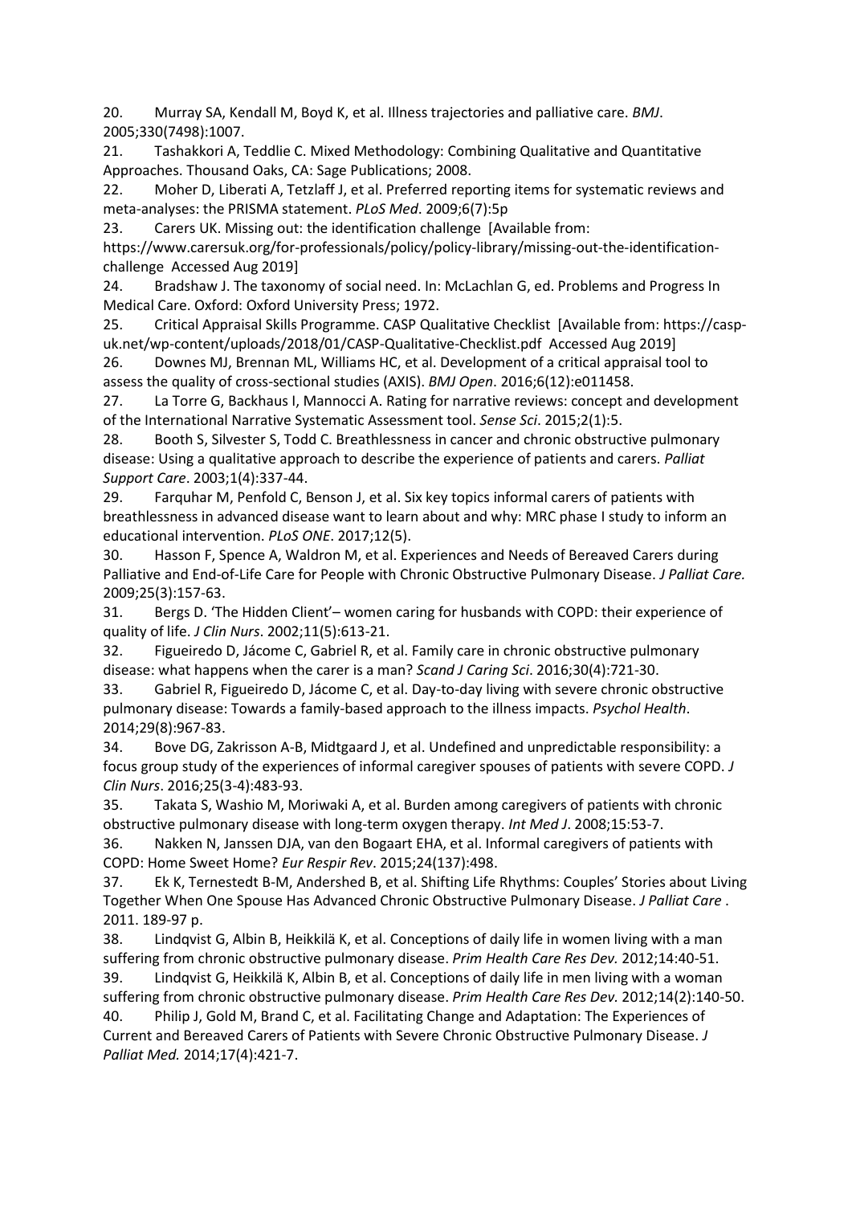20. Murray SA, Kendall M, Boyd K, et al. Illness trajectories and palliative care. *BMJ*. 2005;330(7498):1007.

21. Tashakkori A, Teddlie C. Mixed Methodology: Combining Qualitative and Quantitative Approaches. Thousand Oaks, CA: Sage Publications; 2008.

22. Moher D, Liberati A, Tetzlaff J, et al. Preferred reporting items for systematic reviews and meta-analyses: the PRISMA statement. *PLoS Med*. 2009;6(7):5p

23. Carers UK. Missing out: the identification challenge [Available from: https://www.carersuk.org/for-professionals/policy/policy-library/missing-out-the-identification-challenge Accessed Aug 2019]

24. Bradshaw J. The taxonomy of social need. In: McLachlan G, ed. Problems and Progress In Medical Care. Oxford: Oxford University Press; 1972.

25. Critical Appraisal Skills Programme. CASP Qualitative Checklist [Available from: https://casp-uk.net/wp-content/uploads/2018/01/CASP-Qualitative-Checklist.pdf Accessed Aug 2019]

26. Downes MJ, Brennan ML, Williams HC, et al. Development of a critical appraisal tool to assess the quality of cross-sectional studies (AXIS). *BMJ Open*. 2016;6(12):e011458.

27. La Torre G, Backhaus I, Mannocci A. Rating for narrative reviews: concept and development of the International Narrative Systematic Assessment tool. *Sense Sci*. 2015;2(1):5.

28. Booth S, Silvester S, Todd C. Breathlessness in cancer and chronic obstructive pulmonary disease: Using a qualitative approach to describe the experience of patients and carers. *Palliat Support Care*. 2003;1(4):337-44.

29. Farquhar M, Penfold C, Benson J, et al. Six key topics informal carers of patients with breathlessness in advanced disease want to learn about and why: MRC phase I study to inform an educational intervention. *PLoS ONE*. 2017;12(5).

30. Hasson F, Spence A, Waldron M, et al. Experiences and Needs of Bereaved Carers during Palliative and End-of-Life Care for People with Chronic Obstructive Pulmonary Disease. *J Palliat Care.* 2009;25(3):157-63.

31. Bergs D. 'The Hidden Client'– women caring for husbands with COPD: their experience of quality of life. *J Clin Nurs*. 2002;11(5):613-21.

32. Figueiredo D, Jácome C, Gabriel R, et al. Family care in chronic obstructive pulmonary disease: what happens when the carer is a man? *Scand J Caring Sci*. 2016;30(4):721-30.

33. Gabriel R, Figueiredo D, Jácome C, et al. Day-to-day living with severe chronic obstructive pulmonary disease: Towards a family-based approach to the illness impacts. *Psychol Health*. 2014;29(8):967-83.

34. Bove DG, Zakrisson A-B, Midtgaard J, et al. Undefined and unpredictable responsibility: a focus group study of the experiences of informal caregiver spouses of patients with severe COPD. *J Clin Nurs*. 2016;25(3-4):483-93.

35. Takata S, Washio M, Moriwaki A, et al. Burden among caregivers of patients with chronic obstructive pulmonary disease with long-term oxygen therapy. *Int Med J*. 2008;15:53-7.

36. Nakken N, Janssen DJA, van den Bogaart EHA, et al. Informal caregivers of patients with COPD: Home Sweet Home? *Eur Respir Rev*. 2015;24(137):498.

37. Ek K, Ternestedt B-M, Andershed B, et al. Shifting Life Rhythms: Couples' Stories about Living Together When One Spouse Has Advanced Chronic Obstructive Pulmonary Disease. *J Palliat Care* . 2011. 189-97 p.

38. Lindqvist G, Albin B, Heikkilä K, et al. Conceptions of daily life in women living with a man suffering from chronic obstructive pulmonary disease. *Prim Health Care Res Dev.* 2012;14:40-51.

39. Lindqvist G, Heikkilä K, Albin B, et al. Conceptions of daily life in men living with a woman suffering from chronic obstructive pulmonary disease. *Prim Health Care Res Dev.* 2012;14(2):140-50.

40. Philip J, Gold M, Brand C, et al. Facilitating Change and Adaptation: The Experiences of Current and Bereaved Carers of Patients with Severe Chronic Obstructive Pulmonary Disease. *J Palliat Med.* 2014;17(4):421-7.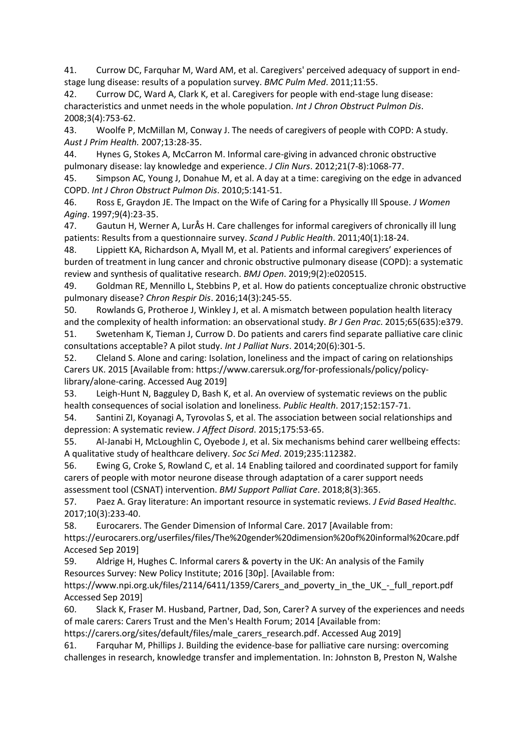41. Currow DC, Farquhar M, Ward AM, et al. Caregivers' perceived adequacy of support in end-stage lung disease: results of a population survey. *BMC Pulm Med*. 2011;11:55.
42. Currow DC, Ward A, Clark K, et al. Caregivers for people with end-stage lung disease: characteristics and unmet needs in the whole population. *Int J Chron Obstruct Pulmon Dis*. 2008;3(4):753-62.
43. Woolfe P, McMillan M, Conway J. The needs of caregivers of people with COPD: A study. *Aust J Prim Health.* 2007;13:28-35.
44. Hynes G, Stokes A, McCarron M. Informal care-giving in advanced chronic obstructive pulmonary disease: lay knowledge and experience. *J Clin Nurs*. 2012;21(7-8):1068-77.
45. Simpson AC, Young J, Donahue M, et al. A day at a time: caregiving on the edge in advanced COPD. *Int J Chron Obstruct Pulmon Dis*. 2010;5:141-51.
46. Ross E, Graydon JE. The Impact on the Wife of Caring for a Physically Ill Spouse. *J Women Aging*. 1997;9(4):23-35.
47. Gautun H, Werner A, LurÅs H. Care challenges for informal caregivers of chronically ill lung patients: Results from a questionnaire survey. *Scand J Public Health*. 2011;40(1):18-24.
48. Lippiett KA, Richardson A, Myall M, et al. Patients and informal caregivers' experiences of burden of treatment in lung cancer and chronic obstructive pulmonary disease (COPD): a systematic review and synthesis of qualitative research. *BMJ Open*. 2019;9(2):e020515.
49. Goldman RE, Mennillo L, Stebbins P, et al. How do patients conceptualize chronic obstructive pulmonary disease? *Chron Respir Dis*. 2016;14(3):245-55.
50. Rowlands G, Protheroe J, Winkley J, et al. A mismatch between population health literacy and the complexity of health information: an observational study. *Br J Gen Prac*. 2015;65(635):e379.
51. Swetenham K, Tieman J, Currow D. Do patients and carers find separate palliative care clinic consultations acceptable? A pilot study. *Int J Palliat Nurs*. 2014;20(6):301-5.
52. Cleland S. Alone and caring: Isolation, loneliness and the impact of caring on relationships Carers UK. 2015 [Available from: https://www.carersuk.org/for-professionals/policy/policy-library/alone-caring. Accessed Aug 2019]
53. Leigh-Hunt N, Bagguley D, Bash K, et al. An overview of systematic reviews on the public health consequences of social isolation and loneliness. *Public Health*. 2017;152:157-71.
54. Santini ZI, Koyanagi A, Tyrovolas S, et al. The association between social relationships and depression: A systematic review. *J Affect Disord*. 2015;175:53-65.
55. Al-Janabi H, McLoughlin C, Oyebode J, et al. Six mechanisms behind carer wellbeing effects: A qualitative study of healthcare delivery. *Soc Sci Med*. 2019;235:112382.
56. Ewing G, Croke S, Rowland C, et al. 14 Enabling tailored and coordinated support for family carers of people with motor neurone disease through adaptation of a carer support needs assessment tool (CSNAT) intervention. *BMJ Support Palliat Care*. 2018;8(3):365.
57. Paez A. Gray literature: An important resource in systematic reviews. *J Evid Based Healthc*. 2017;10(3):233-40.
58. Eurocarers. The Gender Dimension of Informal Care. 2017 [Available from: https://eurocarers.org/userfiles/files/The%20gender%20dimension%20of%20informal%20care.pdf Accesed Sep 2019]
59. Aldrige H, Hughes C. Informal carers & poverty in the UK: An analysis of the Family Resources Survey: New Policy Institute; 2016 [30p]. [Available from: https://www.npi.org.uk/files/2114/6411/1359/Carers_and_poverty_in_the_UK_-_full_report.pdf Accessed Sep 2019]
60. Slack K, Fraser M. Husband, Partner, Dad, Son, Carer? A survey of the experiences and needs of male carers: Carers Trust and the Men's Health Forum; 2014 [Available from: https://carers.org/sites/default/files/male_carers_research.pdf. Accessed Aug 2019]
61. Farquhar M, Phillips J. Building the evidence-base for palliative care nursing: overcoming challenges in research, knowledge transfer and implementation. In: Johnston B, Preston N, Walshe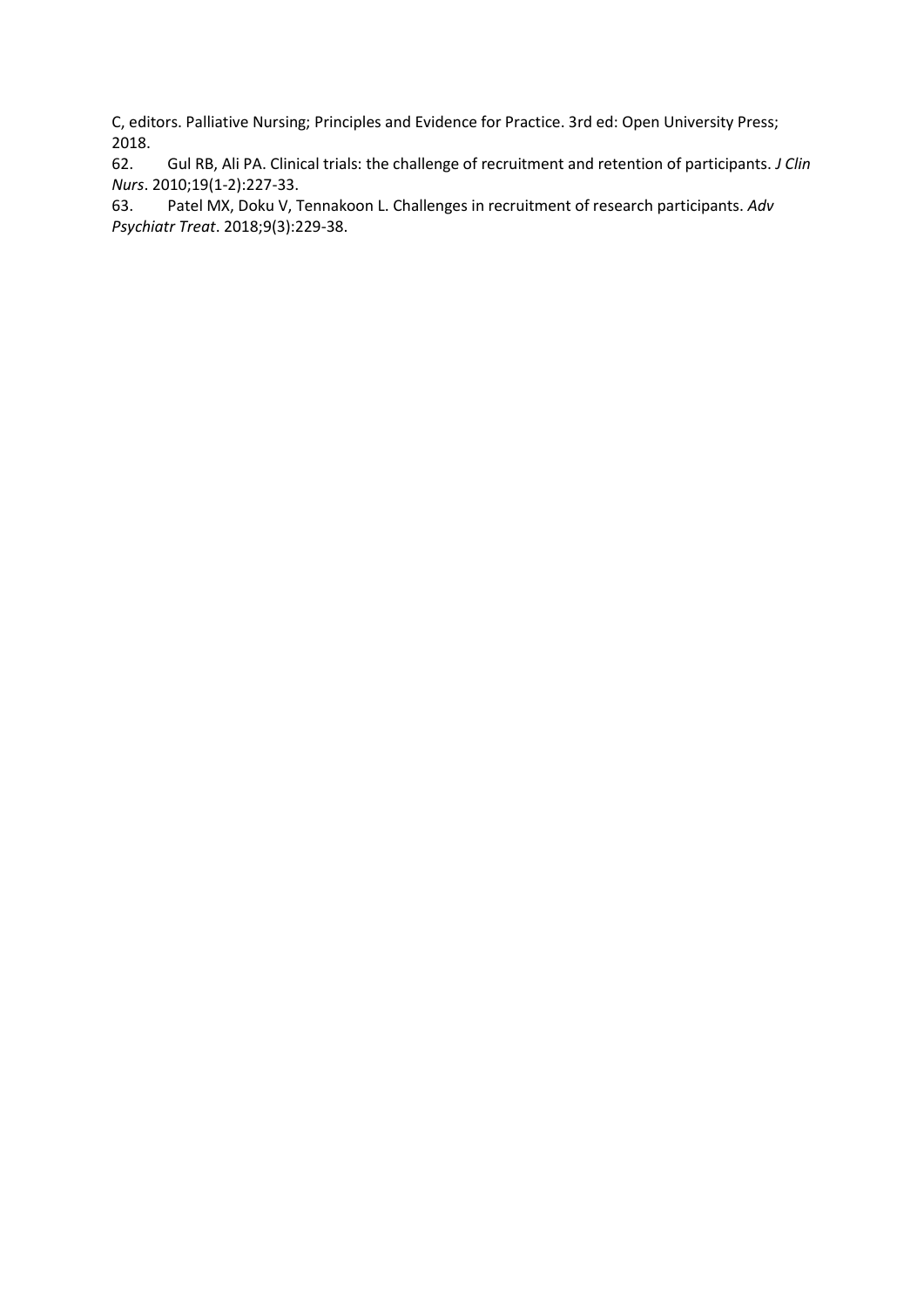C, editors. Palliative Nursing; Principles and Evidence for Practice. 3rd ed: Open University Press; 2018.

62. Gul RB, Ali PA. Clinical trials: the challenge of recruitment and retention of participants. *J Clin Nurs*. 2010;19(1-2):227-33.

63. Patel MX, Doku V, Tennakoon L. Challenges in recruitment of research participants. *Adv Psychiatr Treat*. 2018;9(3):229-38.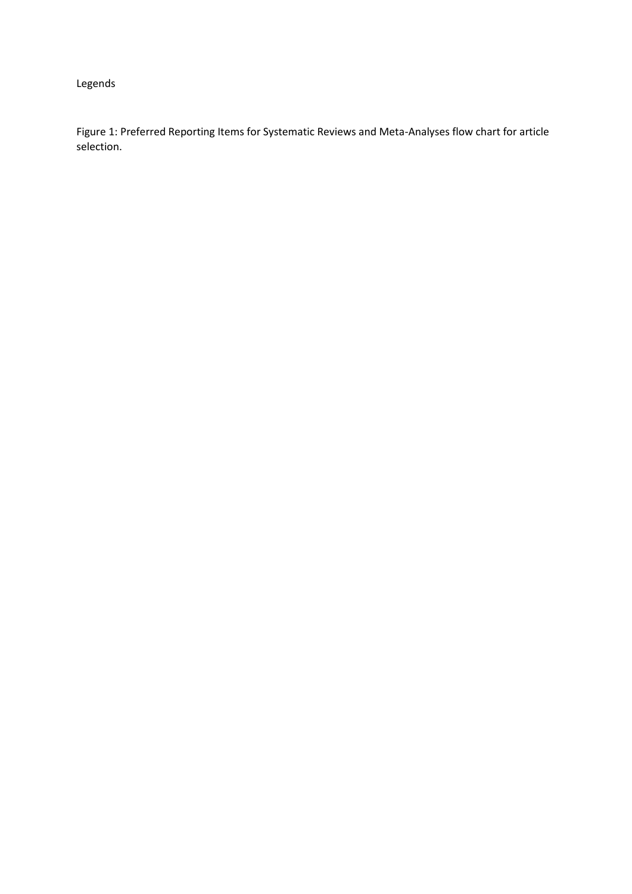Legends

Figure 1: Preferred Reporting Items for Systematic Reviews and Meta-Analyses flow chart for article selection.